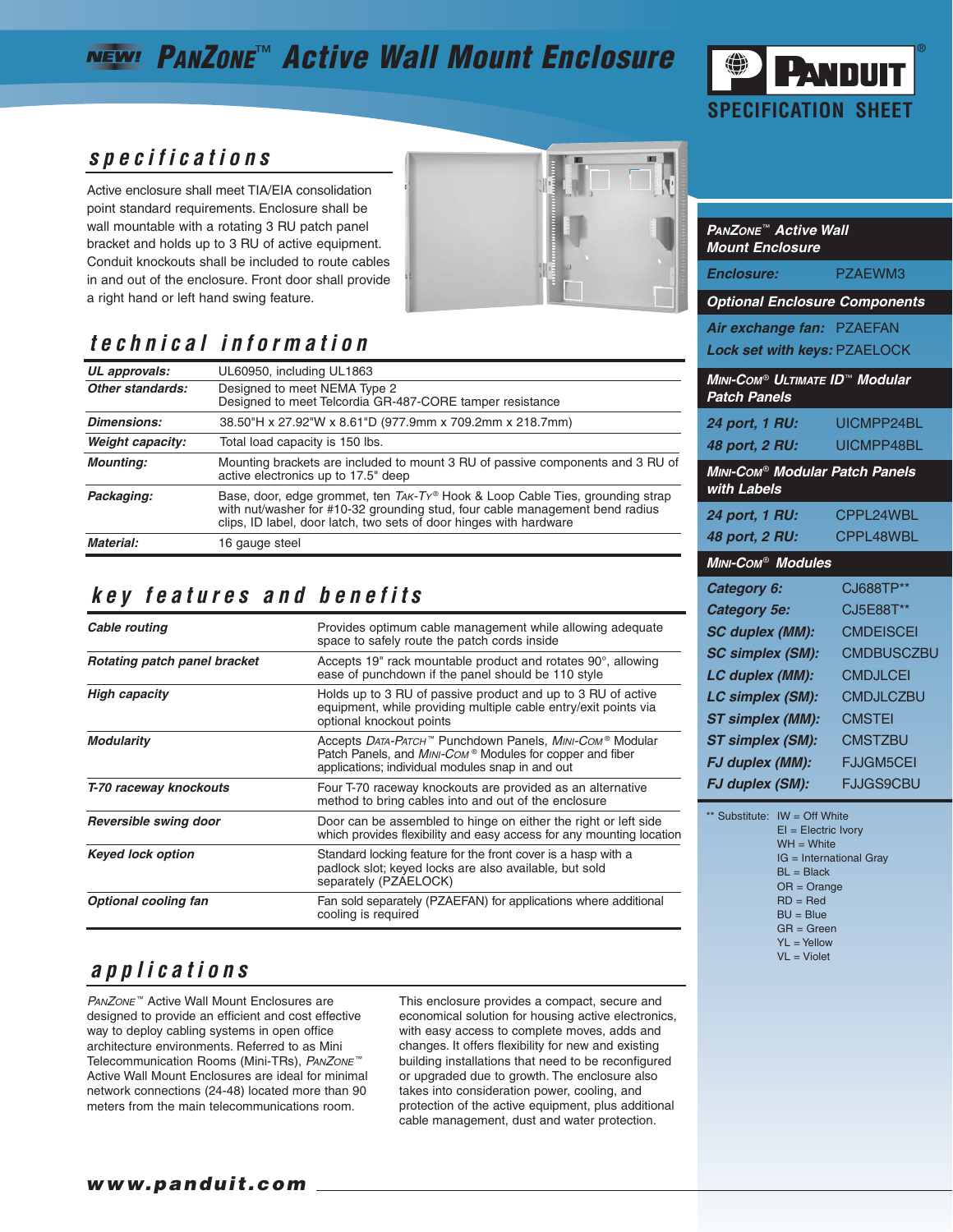# NEW! PanZone™ Active Wall Mount Enclosure

PANDUIT®

SPECIFICATION SHEET

## specifications

Active enclosure shall meet TIA/EIA consolidation point standard requirements. Enclosure shall be wall mountable with a rotating 3 RU patch panel bracket and holds up to 3 RU of active equipment. Conduit knockouts shall be included to route cables in and out of the enclosure. Front door shall provide a right hand or left hand swing feature.

## technical information

| | |
|---|---|
| ***UL approvals:*** | UL60950, including UL1863 |
| ***Other standards:*** | Designed to meet NEMA Type 2<br>Designed to meet Telcordia GR-487-CORE tamper resistance |
| ***Dimensions:*** | 38.50"H x 27.92"W x 8.61"D (977.9mm x 709.2mm x 218.7mm) |
| ***Weight capacity:*** | Total load capacity is 150 lbs. |
| ***Mounting:*** | Mounting brackets are included to mount 3 RU of passive components and 3 RU of active electronics up to 17.5" deep |
| ***Packaging:*** | Base, door, edge grommet, ten *Tak-Ty*® Hook & Loop Cable Ties, grounding strap with nut/washer for #10-32 grounding stud, four cable management bend radius clips, ID label, door latch, two sets of door hinges with hardware |
| ***Material:*** | 16 gauge steel |

## key features and benefits

| | |
|---|---|
| ***Cable routing*** | Provides optimum cable management while allowing adequate space to safely route the patch cords inside |
| ***Rotating patch panel bracket*** | Accepts 19" rack mountable product and rotates 90°, allowing ease of punchdown if the panel should be 110 style |
| ***High capacity*** | Holds up to 3 RU of passive product and up to 3 RU of active equipment, while providing multiple cable entry/exit points via optional knockout points |
| ***Modularity*** | Accepts *Data-Patch*™ Punchdown Panels, *Mini-Com*® Modular Patch Panels, and *Mini-Com*® Modules for copper and fiber applications; individual modules snap in and out |
| ***T-70 raceway knockouts*** | Four T-70 raceway knockouts are provided as an alternative method to bring cables into and out of the enclosure |
| ***Reversible swing door*** | Door can be assembled to hinge on either the right or left side which provides flexibility and easy access for any mounting location |
| ***Keyed lock option*** | Standard locking feature for the front cover is a hasp with a padlock slot; keyed locks are also available, but sold separately (PZAELOCK) |
| ***Optional cooling fan*** | Fan sold separately (PZAEFAN) for applications where additional cooling is required |

## applications

*PanZone*™ Active Wall Mount Enclosures are designed to provide an efficient and cost effective way to deploy cabling systems in open office architecture environments. Referred to as Mini Telecommunication Rooms (Mini-TRs), *PanZone*™ Active Wall Mount Enclosures are ideal for minimal network connections (24-48) located more than 90 meters from the main telecommunications room.

This enclosure provides a compact, secure and economical solution for housing active electronics, with easy access to complete moves, adds and changes. It offers flexibility for new and existing building installations that need to be reconfigured or upgraded due to growth. The enclosure also takes into consideration power, cooling, and protection of the active equipment, plus additional cable management, dust and water protection.

### *PanZone*™ Active Wall Mount Enclosure

| | |
|---|---|
| ***Enclosure:*** | PZAEWM3 |

### Optional Enclosure Components

| | |
|---|---|
| ***Air exchange fan:*** | PZAEFAN |
| ***Lock set with keys:*** | PZAELOCK |

### *Mini-Com*® *Ultimate ID*™ Modular Patch Panels

| | |
|---|---|
| ***24 port, 1 RU:*** | UICMPP24BL |
| ***48 port, 2 RU:*** | UICMPP48BL |

### *Mini-Com*® Modular Patch Panels with Labels

| | |
|---|---|
| ***24 port, 1 RU:*** | CPPL24WBL |
| ***48 port, 2 RU:*** | CPPL48WBL |

### *Mini-Com*® Modules

| | |
|---|---|
| ***Category 6:*** | CJ688TP** |
| ***Category 5e:*** | CJ5E88T** |
| ***SC duplex (MM):*** | CMDEISCEI |
| ***SC simplex (SM):*** | CMDBUSCZBU |
| ***LC duplex (MM):*** | CMDJLCEI |
| ***LC simplex (SM):*** | CMDJLCZBU |
| ***ST simplex (MM):*** | CMSTEI |
| ***ST simplex (SM):*** | CMSTZBU |
| ***FJ duplex (MM):*** | FJJGM5CEI |
| ***FJ duplex (SM):*** | FJJGS9CBU |

** Substitute: IW = Off White
EI = Electric Ivory
WH = White
IG = International Gray
BL = Black
OR = Orange
RD = Red
BU = Blue
GR = Green
YL = Yellow
VL = Violet

**www.panduit.com**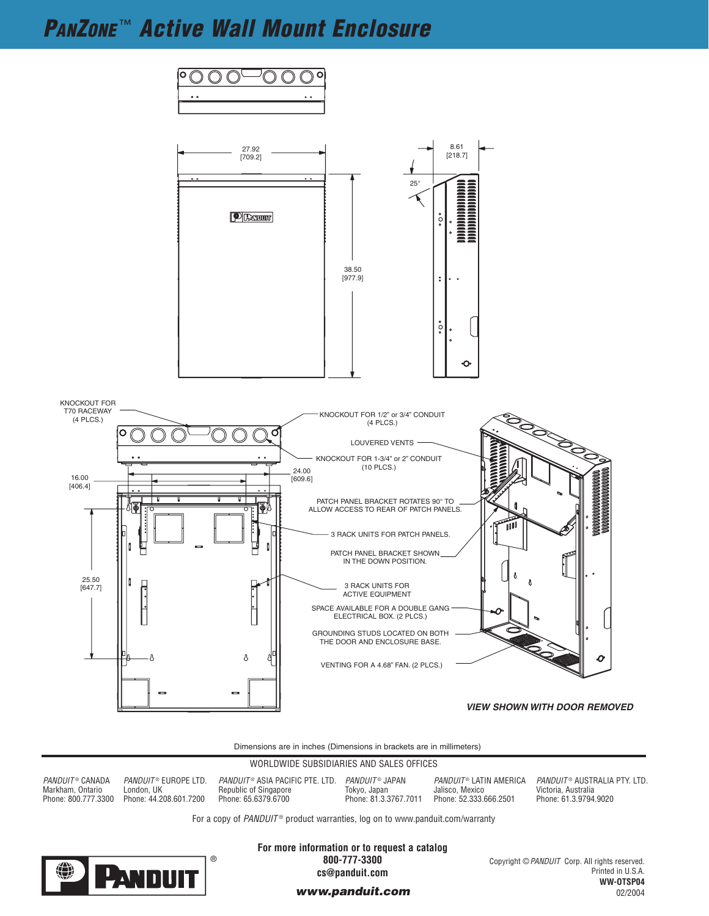# PanZone™ Active Wall Mount Enclosure

27.92
[709.2]

38.50
[977.9]

8.61
[218.7]

25°

KNOCKOUT FOR T70 RACEWAY (4 PLCS.)

KNOCKOUT FOR 1/2" or 3/4" CONDUIT (4 PLCS.)

LOUVERED VENTS

KNOCKOUT FOR 1-3/4" or 2" CONDUIT (10 PLCS.)

16.00
[406.4]

24.00
[609.6]

25.50
[647.7]

PATCH PANEL BRACKET ROTATES 90° TO ALLOW ACCESS TO REAR OF PATCH PANELS.

3 RACK UNITS FOR PATCH PANELS.

PATCH PANEL BRACKET SHOWN IN THE DOWN POSITION.

3 RACK UNITS FOR ACTIVE EQUIPMENT

SPACE AVAILABLE FOR A DOUBLE GANG ELECTRICAL BOX. (2 PLCS.)

GROUNDING STUDS LOCATED ON BOTH THE DOOR AND ENCLOSURE BASE.

VENTING FOR A 4.68" FAN. (2 PLCS.)

***VIEW SHOWN WITH DOOR REMOVED***

Dimensions are in inches (Dimensions in brackets are in millimeters)

WORLDWIDE SUBSIDIARIES AND SALES OFFICES

*PANDUIT*® CANADA
Markham, Ontario
Phone: 800.777.3300

*PANDUIT*® EUROPE LTD.
London, UK
Phone: 44.208.601.7200

*PANDUIT*® ASIA PACIFIC PTE. LTD.
Republic of Singapore
Phone: 65.6379.6700

*PANDUIT*® JAPAN
Tokyo, Japan
Phone: 81.3.3767.7011

*PANDUIT*® LATIN AMERICA
Jalisco, Mexico
Phone: 52.333.666.2501

*PANDUIT*® AUSTRALIA PTY. LTD.
Victoria, Australia
Phone: 61.3.9794.9020

For a copy of *PANDUIT*® product warranties, log on to www.panduit.com/warranty

PANDUIT®

**For more information or to request a catalog**
**800-777-3300**
**cs@panduit.com**

***www.panduit.com***

Copyright © *PANDUIT* Corp. All rights reserved.
Printed in U.S.A.
**WW-OTSP04**
02/2004